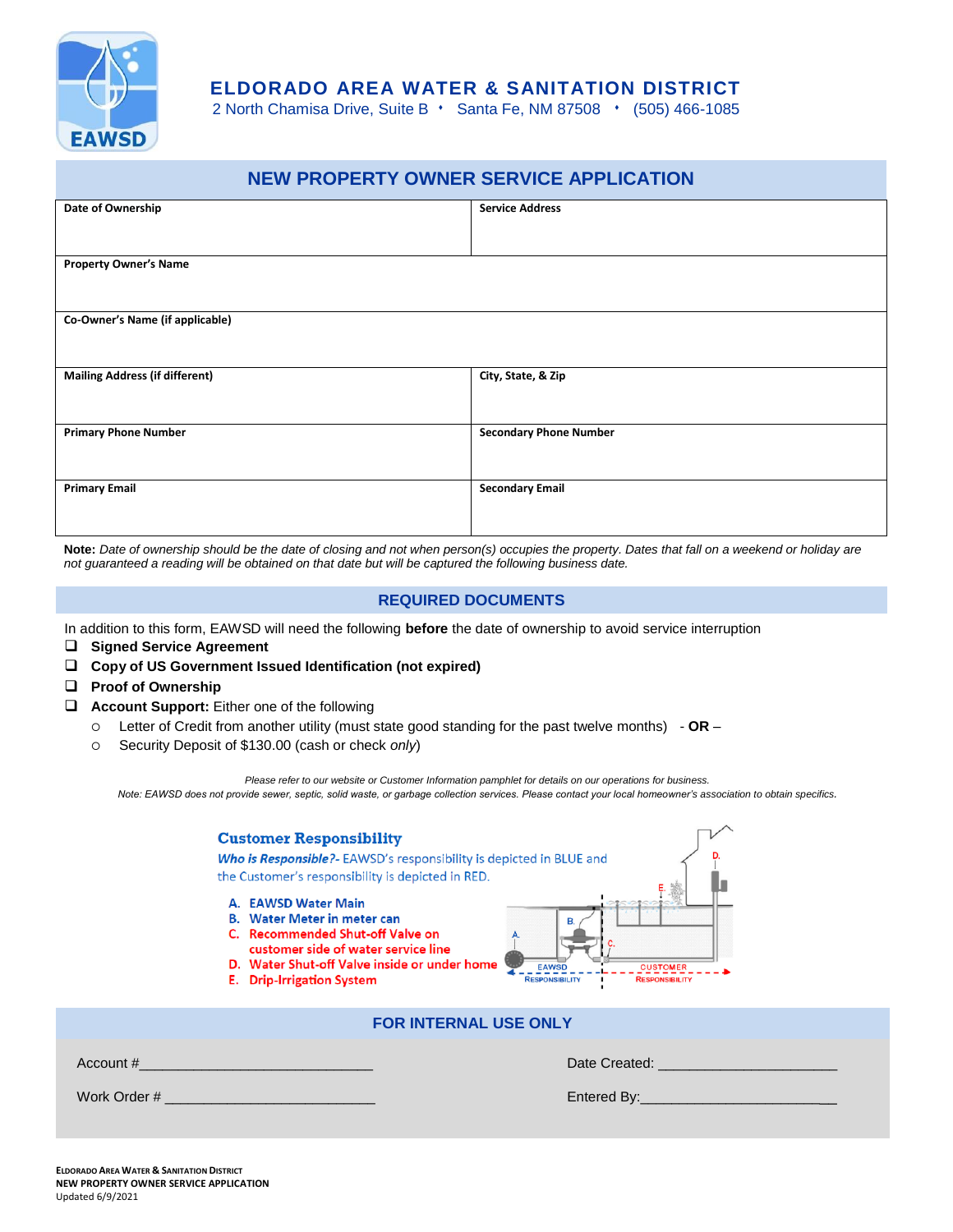# ELDORADO AREA WATER & SANITATION DISTRICT

2 North Chamisa Drive, Suite B • Santa Fe, NM 87508 • (505) 466-1085

## NEW PROPERTY OWNER SERVICE APPLICATION

| Date of Ownership | Service Address |
|---|---|
| **Property Owner's Name** | |
| **Co-Owner's Name (if applicable)** | |
| **Mailing Address (if different)** | **City, State, & Zip** |
| **Primary Phone Number** | **Secondary Phone Number** |
| **Primary Email** | **Secondary Email** |

**Note:** *Date of ownership should be the date of closing and not when person(s) occupies the property. Dates that fall on a weekend or holiday are not guaranteed a reading will be obtained on that date but will be captured the following business date.*

## REQUIRED DOCUMENTS

In addition to this form, EAWSD will need the following **before** the date of ownership to avoid service interruption

- ❑ **Signed Service Agreement**
- ❑ **Copy of US Government Issued Identification (not expired)**
- ❑ **Proof of Ownership**
- ❑ **Account Support:** Either one of the following
  - ○ Letter of Credit from another utility (must state good standing for the past twelve months) - **OR** –
  - ○ Security Deposit of $130.00 (cash or check *only*)

*Please refer to our website or Customer Information pamphlet for details on our operations for business.*

*Note: EAWSD does not provide sewer, septic, solid waste, or garbage collection services. Please contact your local homeowner's association to obtain specifics.*

### Customer Responsibility

***Who is Responsible?***- EAWSD's responsibility is depicted in BLUE and the Customer's responsibility is depicted in RED.

- A. EAWSD Water Main
- B. Water Meter in meter can
- C. Recommended Shut-off Valve on customer side of water service line
- D. Water Shut-off Valve inside or under home
- E. Drip-Irrigation System

EAWSD RESPONSIBILITY | CUSTOMER RESPONSIBILITY

## FOR INTERNAL USE ONLY

Account #_____________________________ Date Created: ______________________

Work Order # __________________________ Entered By:________________________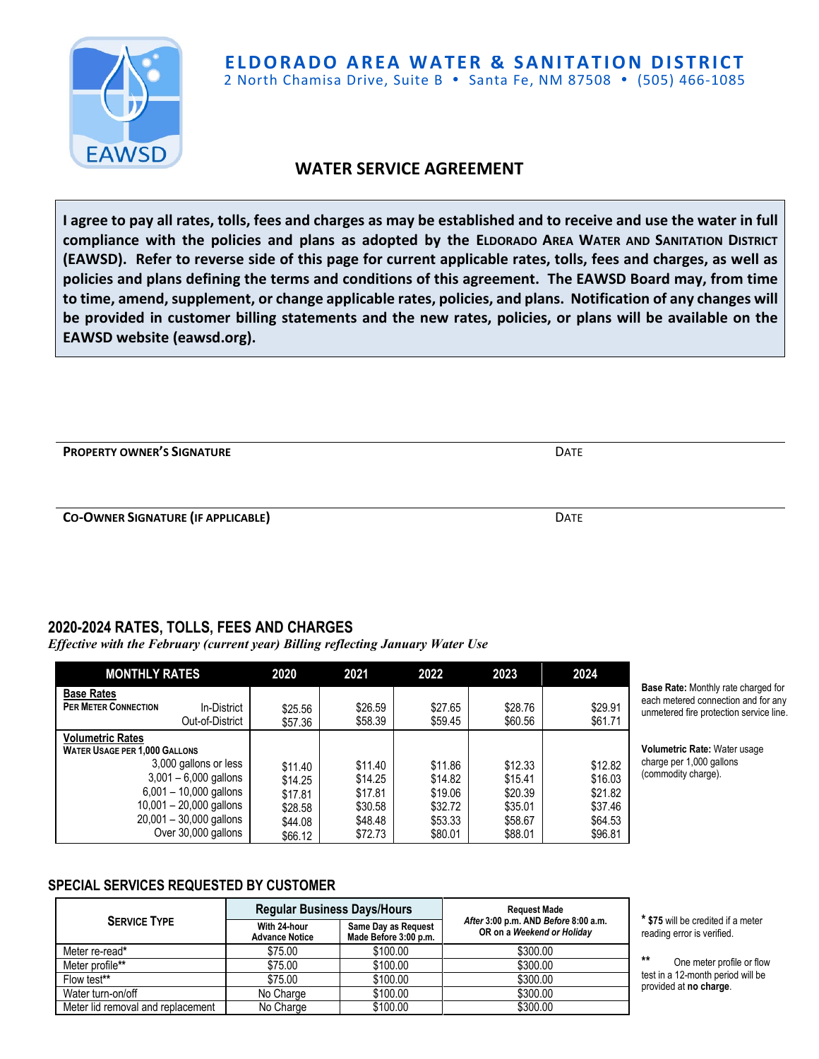# ELDORADO AREA WATER & SANITATION DISTRICT

2 North Chamisa Drive, Suite B • Santa Fe, NM 87508 • (505) 466-1085

## WATER SERVICE AGREEMENT

**I agree to pay all rates, tolls, fees and charges as may be established and to receive and use the water in full compliance with the policies and plans as adopted by the ELDORADO AREA WATER AND SANITATION DISTRICT (EAWSD). Refer to reverse side of this page for current applicable rates, tolls, fees and charges, as well as policies and plans defining the terms and conditions of this agreement. The EAWSD Board may, from time to time, amend, supplement, or change applicable rates, policies, and plans. Notification of any changes will be provided in customer billing statements and the new rates, policies, or plans will be available on the EAWSD website (eawsd.org).**

**PROPERTY OWNER'S SIGNATURE** DATE

**CO-OWNER SIGNATURE (IF APPLICABLE)** DATE

## 2020-2024 RATES, TOLLS, FEES AND CHARGES

*Effective with the February (current year) Billing reflecting January Water Use*

| MONTHLY RATES | | 2020 | 2021 | 2022 | 2023 | 2024 |
|---|---|---|---|---|---|---|
| **Base Rates** | | | | | | |
| **PER METER CONNECTION** | In-District | $25.56 | $26.59 | $27.65 | $28.76 | $29.91 |
| | Out-of-District | $57.36 | $58.39 | $59.45 | $60.56 | $61.71 |
| **Volumetric Rates** | | | | | | |
| **WATER USAGE PER 1,000 GALLONS** | | | | | | |
| | 3,000 gallons or less | $11.40 | $11.40 | $11.86 | $12.33 | $12.82 |
| | 3,001 – 6,000 gallons | $14.25 | $14.25 | $14.82 | $15.41 | $16.03 |
| | 6,001 – 10,000 gallons | $17.81 | $17.81 | $19.06 | $20.39 | $21.82 |
| | 10,001 – 20,000 gallons | $28.58 | $30.58 | $32.72 | $35.01 | $37.46 |
| | 20,001 – 30,000 gallons | $44.08 | $48.48 | $53.33 | $58.67 | $64.53 |
| | Over 30,000 gallons | $66.12 | $72.73 | $80.01 | $88.01 | $96.81 |

**Base Rate:** Monthly rate charged for each metered connection and for any unmetered fire protection service line.

**Volumetric Rate:** Water usage charge per 1,000 gallons (commodity charge).

## SPECIAL SERVICES REQUESTED BY CUSTOMER

| SERVICE TYPE | Regular Business Days/Hours | | Request Made *After* 3:00 p.m. AND *Before* 8:00 a.m. OR on a *Weekend or Holiday* |
|---|---|---|---|
| | With 24-hour Advance Notice | Same Day as Request Made Before 3:00 p.m. | |
| Meter re-read* | $75.00 | $100.00 | $300.00 |
| Meter profile** | $75.00 | $100.00 | $300.00 |
| Flow test** | $75.00 | $100.00 | $300.00 |
| Water turn-on/off | No Charge | $100.00 | $300.00 |
| Meter lid removal and replacement | No Charge | $100.00 | $300.00 |

\* **$75** will be credited if a meter reading error is verified.

\*\* One meter profile or flow test in a 12-month period will be provided at **no charge**.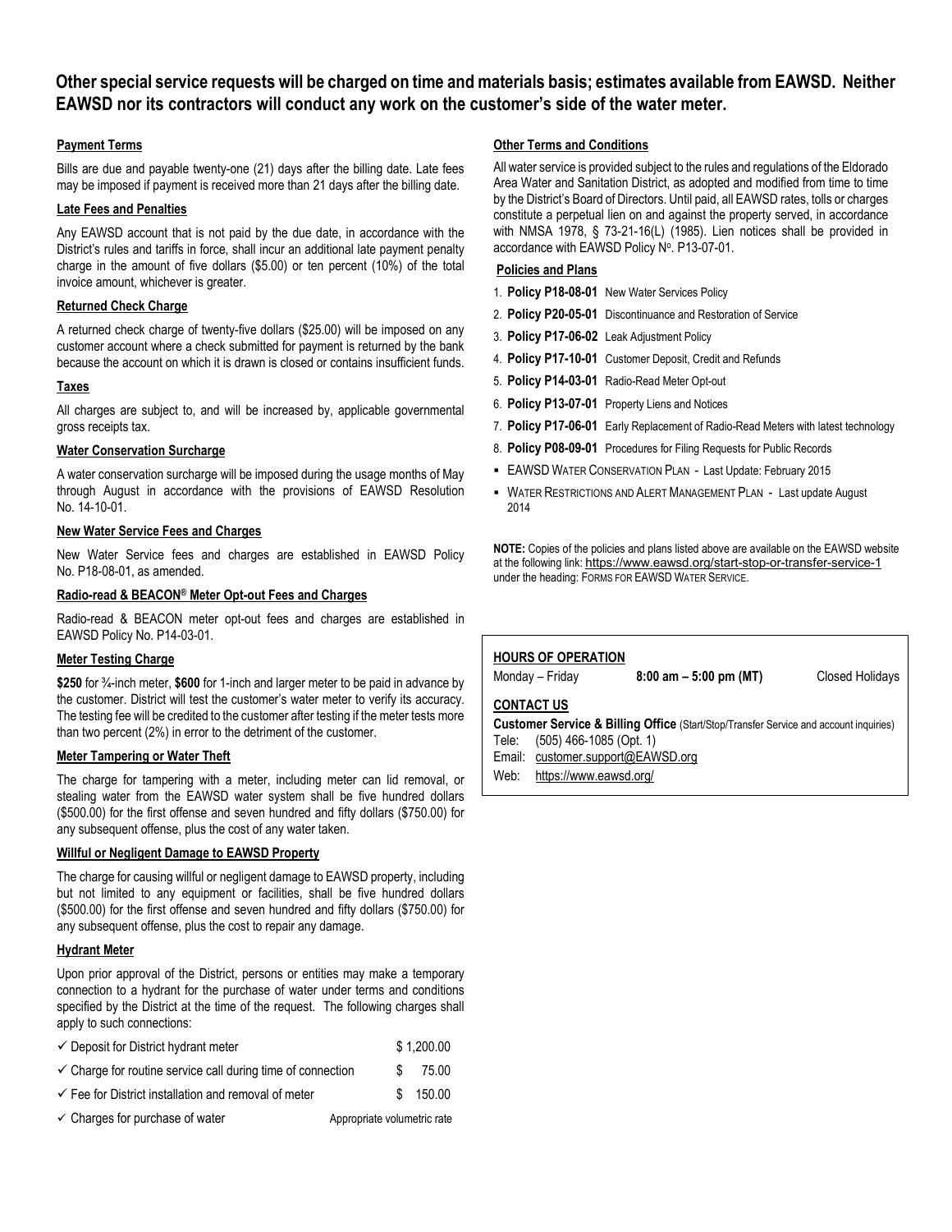**Other special service requests will be charged on time and materials basis; estimates available from EAWSD. Neither EAWSD nor its contractors will conduct any work on the customer's side of the water meter.**

**Payment Terms**

Bills are due and payable twenty-one (21) days after the billing date. Late fees may be imposed if payment is received more than 21 days after the billing date.

**Late Fees and Penalties**

Any EAWSD account that is not paid by the due date, in accordance with the District's rules and tariffs in force, shall incur an additional late payment penalty charge in the amount of five dollars ($5.00) or ten percent (10%) of the total invoice amount, whichever is greater.

**Returned Check Charge**

A returned check charge of twenty-five dollars ($25.00) will be imposed on any customer account where a check submitted for payment is returned by the bank because the account on which it is drawn is closed or contains insufficient funds.

**Taxes**

All charges are subject to, and will be increased by, applicable governmental gross receipts tax.

**Water Conservation Surcharge**

A water conservation surcharge will be imposed during the usage months of May through August in accordance with the provisions of EAWSD Resolution No. 14-10-01.

**New Water Service Fees and Charges**

New Water Service fees and charges are established in EAWSD Policy No. P18-08-01, as amended.

**Radio-read & BEACON® Meter Opt-out Fees and Charges**

Radio-read & BEACON meter opt-out fees and charges are established in EAWSD Policy No. P14-03-01.

**Meter Testing Charge**

**$250** for ¾-inch meter, **$600** for 1-inch and larger meter to be paid in advance by the customer. District will test the customer's water meter to verify its accuracy. The testing fee will be credited to the customer after testing if the meter tests more than two percent (2%) in error to the detriment of the customer.

**Meter Tampering or Water Theft**

The charge for tampering with a meter, including meter can lid removal, or stealing water from the EAWSD water system shall be five hundred dollars ($500.00) for the first offense and seven hundred and fifty dollars ($750.00) for any subsequent offense, plus the cost of any water taken.

**Willful or Negligent Damage to EAWSD Property**

The charge for causing willful or negligent damage to EAWSD property, including but not limited to any equipment or facilities, shall be five hundred dollars ($500.00) for the first offense and seven hundred and fifty dollars ($750.00) for any subsequent offense, plus the cost to repair any damage.

**Hydrant Meter**

Upon prior approval of the District, persons or entities may make a temporary connection to a hydrant for the purchase of water under terms and conditions specified by the District at the time of the request. The following charges shall apply to such connections:

| | |
|---|---|
| ✓ Deposit for District hydrant meter | $ 1,200.00 |
| ✓ Charge for routine service call during time of connection | $ 75.00 |
| ✓ Fee for District installation and removal of meter | $ 150.00 |
| ✓ Charges for purchase of water | Appropriate volumetric rate |

**Other Terms and Conditions**

All water service is provided subject to the rules and regulations of the Eldorado Area Water and Sanitation District, as adopted and modified from time to time by the District's Board of Directors. Until paid, all EAWSD rates, tolls or charges constitute a perpetual lien on and against the property served, in accordance with NMSA 1978, § 73-21-16(L) (1985). Lien notices shall be provided in accordance with EAWSD Policy N°. P13-07-01.

**Policies and Plans**

1. **Policy P18-08-01** New Water Services Policy
2. **Policy P20-05-01** Discontinuance and Restoration of Service
3. **Policy P17-06-02** Leak Adjustment Policy
4. **Policy P17-10-01** Customer Deposit, Credit and Refunds
5. **Policy P14-03-01** Radio-Read Meter Opt-out
6. **Policy P13-07-01** Property Liens and Notices
7. **Policy P17-06-01** Early Replacement of Radio-Read Meters with latest technology
8. **Policy P08-09-01** Procedures for Filing Requests for Public Records

- EAWSD WATER CONSERVATION PLAN - Last Update: February 2015
- WATER RESTRICTIONS AND ALERT MANAGEMENT PLAN - Last update August 2014

**NOTE:** Copies of the policies and plans listed above are available on the EAWSD website at the following link: https://www.eawsd.org/start-stop-or-transfer-service-1 under the heading: FORMS FOR EAWSD WATER SERVICE.

**HOURS OF OPERATION**

Monday – Friday **8:00 am – 5:00 pm (MT)** Closed Holidays

**CONTACT US**

**Customer Service & Billing Office** (Start/Stop/Transfer Service and account inquiries)

Tele: (505) 466-1085 (Opt. 1)
Email: customer.support@EAWSD.org
Web: https://www.eawsd.org/